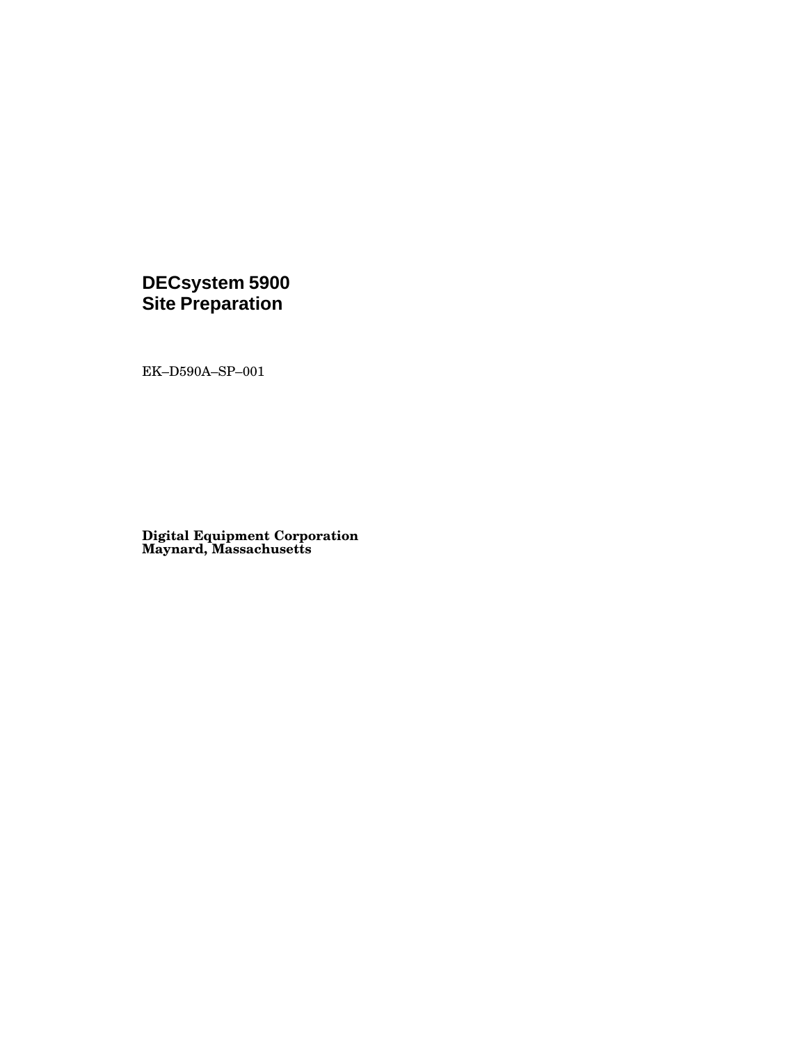# DECsystem 5900
# Site Preparation

EK–D590A–SP–001

**Digital Equipment Corporation**
**Maynard, Massachusetts**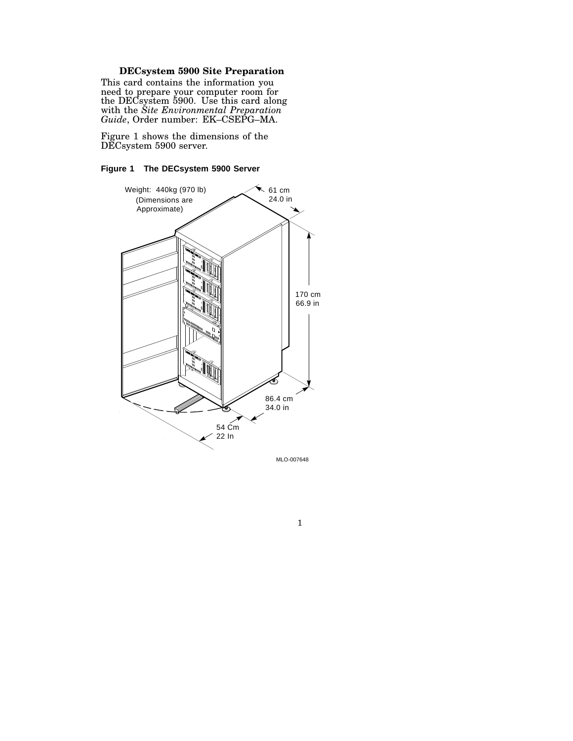# DECsystem 5900 Site Preparation

This card contains the information you need to prepare your computer room for the DECsystem 5900. Use this card along with the *Site Environmental Preparation Guide*, Order number: EK–CSEPG–MA.

Figure 1 shows the dimensions of the DECsystem 5900 server.

**Figure 1 The DECsystem 5900 Server**

Weight: 440kg (970 lb)
(Dimensions are Approximate)

61 cm
24.0 in

170 cm
66.9 in

86.4 cm
34.0 in

54 Cm
22 In

MLO-007648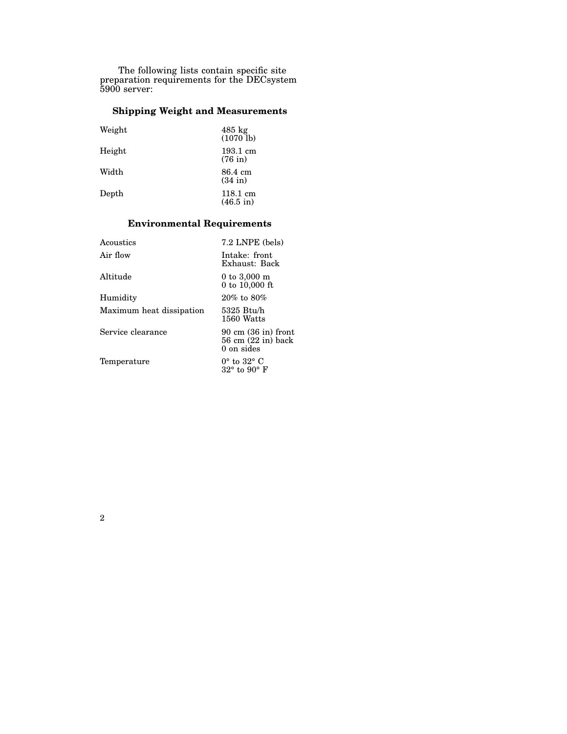The following lists contain specific site preparation requirements for the DECsystem 5900 server:

## Shipping Weight and Measurements

| | |
|---|---|
| Weight | 485 kg (1070 lb) |
| Height | 193.1 cm (76 in) |
| Width | 86.4 cm (34 in) |
| Depth | 118.1 cm (46.5 in) |

## Environmental Requirements

| | |
|---|---|
| Acoustics | 7.2 LNPE (bels) |
| Air flow | Intake: front<br>Exhaust: Back |
| Altitude | 0 to 3,000 m<br>0 to 10,000 ft |
| Humidity | 20% to 80% |
| Maximum heat dissipation | 5325 Btu/h<br>1560 Watts |
| Service clearance | 90 cm (36 in) front<br>56 cm (22 in) back<br>0 on sides |
| Temperature | 0° to 32° C<br>32° to 90° F |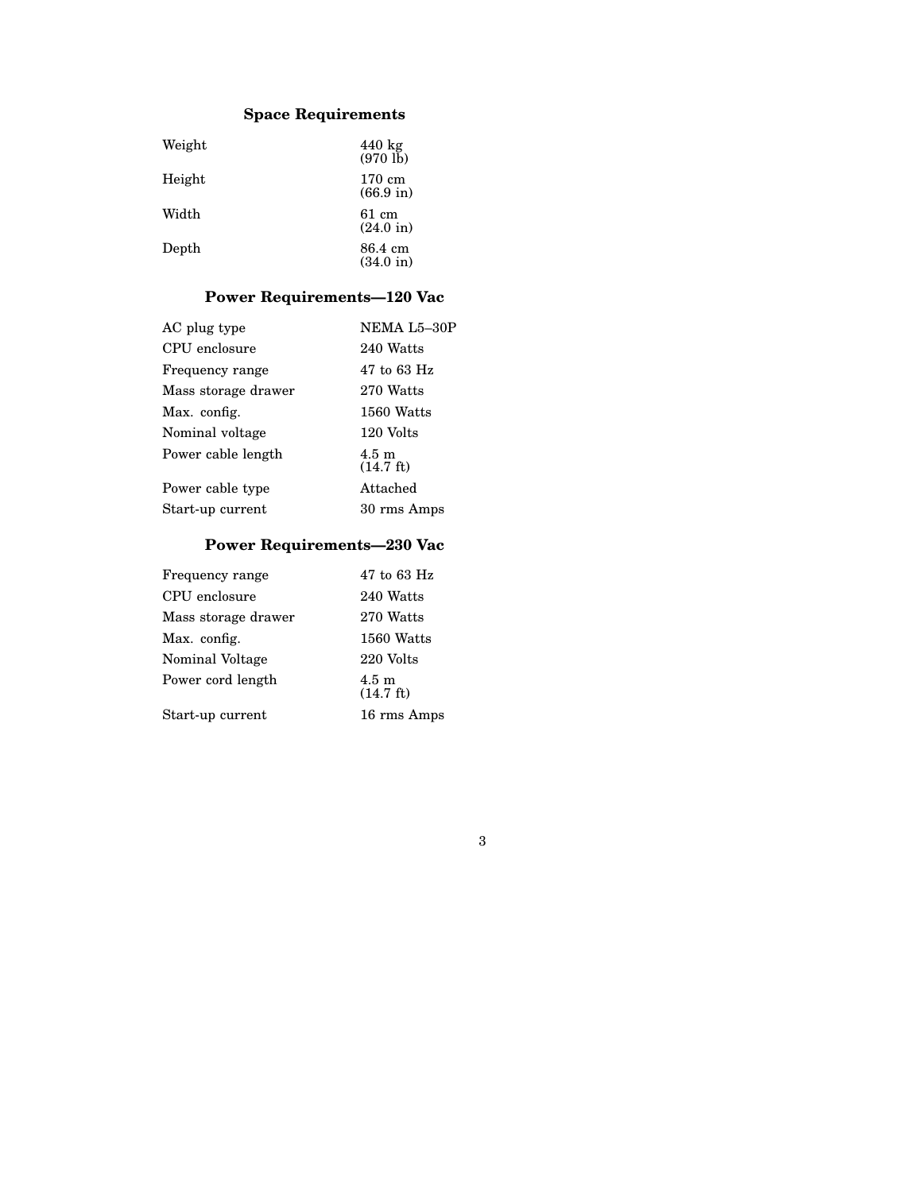## Space Requirements

| | |
|---|---|
| Weight | 440 kg (970 lb) |
| Height | 170 cm (66.9 in) |
| Width | 61 cm (24.0 in) |
| Depth | 86.4 cm (34.0 in) |

## Power Requirements—120 Vac

| | |
|---|---|
| AC plug type | NEMA L5–30P |
| CPU enclosure | 240 Watts |
| Frequency range | 47 to 63 Hz |
| Mass storage drawer | 270 Watts |
| Max. config. | 1560 Watts |
| Nominal voltage | 120 Volts |
| Power cable length | 4.5 m (14.7 ft) |
| Power cable type | Attached |
| Start-up current | 30 rms Amps |

## Power Requirements—230 Vac

| | |
|---|---|
| Frequency range | 47 to 63 Hz |
| CPU enclosure | 240 Watts |
| Mass storage drawer | 270 Watts |
| Max. config. | 1560 Watts |
| Nominal Voltage | 220 Volts |
| Power cord length | 4.5 m (14.7 ft) |
| Start-up current | 16 rms Amps |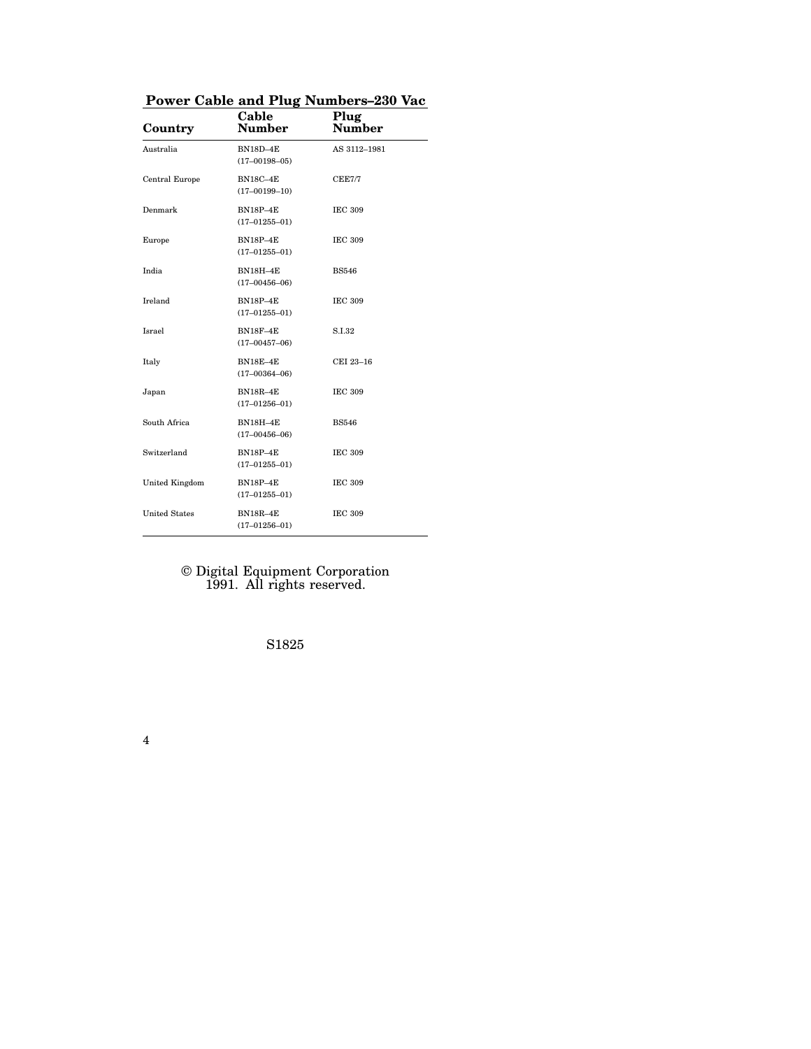## Power Cable and Plug Numbers–230 Vac

| Country | Cable Number | Plug Number |
|---|---|---|
| Australia | BN18D–4E (17–00198–05) | AS 3112–1981 |
| Central Europe | BN18C–4E (17–00199–10) | CEE7/7 |
| Denmark | BN18P–4E (17–01255–01) | IEC 309 |
| Europe | BN18P–4E (17–01255–01) | IEC 309 |
| India | BN18H–4E (17–00456–06) | BS546 |
| Ireland | BN18P–4E (17–01255–01) | IEC 309 |
| Israel | BN18F–4E (17–00457–06) | S.I.32 |
| Italy | BN18E–4E (17–00364–06) | CEI 23–16 |
| Japan | BN18R–4E (17–01256–01) | IEC 309 |
| South Africa | BN18H–4E (17–00456–06) | BS546 |
| Switzerland | BN18P–4E (17–01255–01) | IEC 309 |
| United Kingdom | BN18P–4E (17–01255–01) | IEC 309 |
| United States | BN18R–4E (17–01256–01) | IEC 309 |

© Digital Equipment Corporation 1991. All rights reserved.

S1825